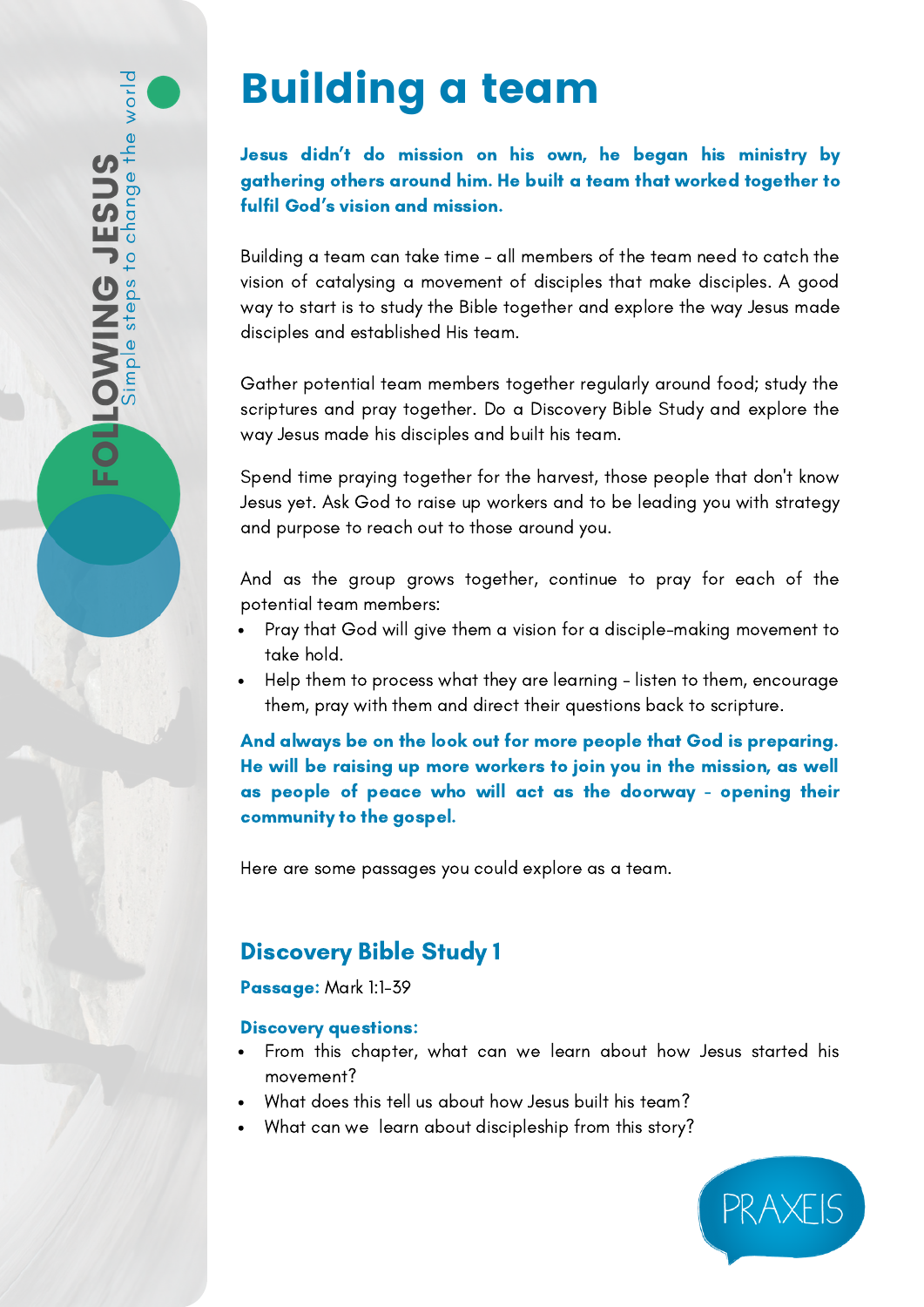# Building a team

**Jesus didn't do mission on his own, he began his ministry by gathering others around him. He built a team that worked together to fulfil God's vision and mission.**

Building a team can take time - all members of the team need to catch the vision of catalysing a movement of disciples that make disciples. A good way to start is to study the Bible together and explore the way Jesus made disciples and established His team.

Gather potential team members together regularly around food; study the scriptures and pray together. Do a Discovery Bible Study and explore the way Jesus made his disciples and built his team.

Spend time praying together for the harvest, those people that don't know Jesus yet. Ask God to raise up workers and to be leading you with strategy and purpose to reach out to those around you.

And as the group grows together, continue to pray for each of the potential team members:

- Pray that God will give them a vision for a disciple-making movement to take hold.
- Help them to process what they are learning - listen to them, encourage them, pray with them and direct their questions back to scripture.

**And always be on the look out for more people that God is preparing. He will be raising up more workers to join you in the mission, as well as people of peace who will act as the doorway - opening their community to the gospel.**

Here are some passages you could explore as a team.

## Discovery Bible Study 1

**Passage:** Mark 1:1-39

**Discovery questions:**

- From this chapter, what can we learn about how Jesus started his movement?
- What does this tell us about how Jesus built his team?
- What can we learn about discipleship from this story?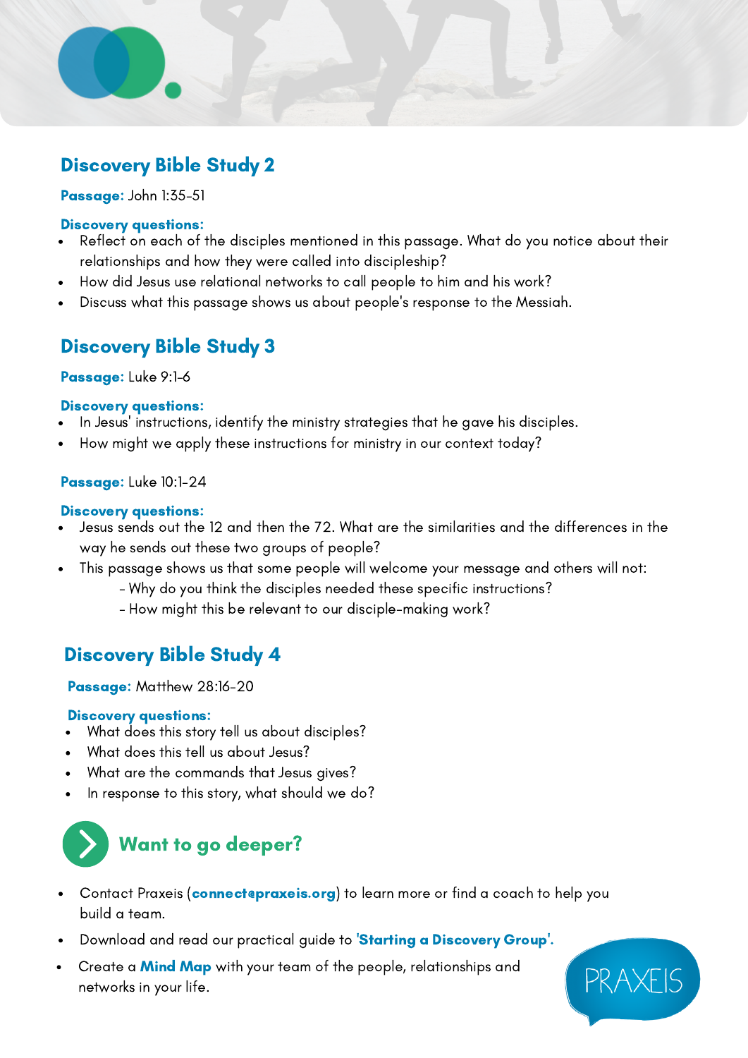## Discovery Bible Study 2

**Passage:** John 1:35-51

**Discovery questions:**

- Reflect on each of the disciples mentioned in this passage. What do you notice about their relationships and how they were called into discipleship?
- How did Jesus use relational networks to call people to him and his work?
- Discuss what this passage shows us about people's response to the Messiah.

## Discovery Bible Study 3

**Passage:** Luke 9:1-6

**Discovery questions:**

- In Jesus' instructions, identify the ministry strategies that he gave his disciples.
- How might we apply these instructions for ministry in our context today?

**Passage:** Luke 10:1-24

**Discovery questions:**

- Jesus sends out the 12 and then the 72. What are the similarities and the differences in the way he sends out these two groups of people?
- This passage shows us that some people will welcome your message and others will not:
  - Why do you think the disciples needed these specific instructions?
  - How might this be relevant to our disciple-making work?

## Discovery Bible Study 4

**Passage:** Matthew 28:16-20

**Discovery questions:**

- What does this story tell us about disciples?
- What does this tell us about Jesus?
- What are the commands that Jesus gives?
- In response to this story, what should we do?

## Want to go deeper?

- Contact Praxeis (**connect@praxeis.org**) to learn more or find a coach to help you build a team.
- Download and read our practical guide to **'Starting a Discovery Group'.**
- Create a **Mind Map** with your team of the people, relationships and networks in your life.

PRAXEIS